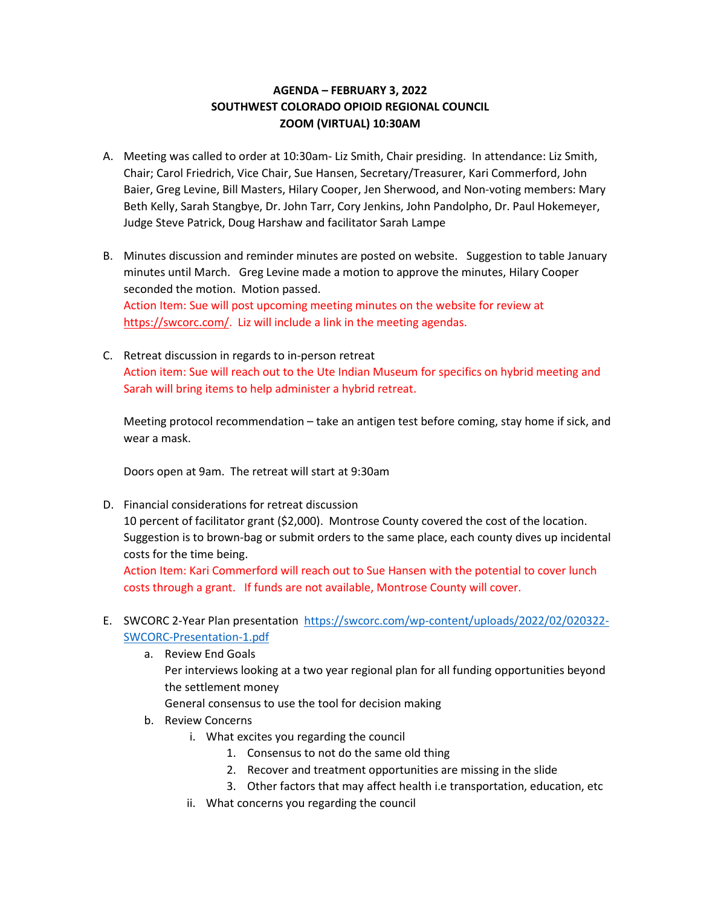**AGENDA – FEBRUARY 3, 2022**
**SOUTHWEST COLORADO OPIOID REGIONAL COUNCIL**
**ZOOM (VIRTUAL) 10:30AM**

A. Meeting was called to order at 10:30am- Liz Smith, Chair presiding. In attendance: Liz Smith, Chair; Carol Friedrich, Vice Chair, Sue Hansen, Secretary/Treasurer, Kari Commerford, John Baier, Greg Levine, Bill Masters, Hilary Cooper, Jen Sherwood, and Non-voting members: Mary Beth Kelly, Sarah Stangbye, Dr. John Tarr, Cory Jenkins, John Pandolpho, Dr. Paul Hokemeyer, Judge Steve Patrick, Doug Harshaw and facilitator Sarah Lampe

B. Minutes discussion and reminder minutes are posted on website. Suggestion to table January minutes until March. Greg Levine made a motion to approve the minutes, Hilary Cooper seconded the motion. Motion passed.
Action Item: Sue will post upcoming meeting minutes on the website for review at https://swcorc.com/. Liz will include a link in the meeting agendas.

C. Retreat discussion in regards to in-person retreat
Action item: Sue will reach out to the Ute Indian Museum for specifics on hybrid meeting and Sarah will bring items to help administer a hybrid retreat.

Meeting protocol recommendation – take an antigen test before coming, stay home if sick, and wear a mask.

Doors open at 9am. The retreat will start at 9:30am

D. Financial considerations for retreat discussion
10 percent of facilitator grant ($2,000). Montrose County covered the cost of the location. Suggestion is to brown-bag or submit orders to the same place, each county dives up incidental costs for the time being.
Action Item: Kari Commerford will reach out to Sue Hansen with the potential to cover lunch costs through a grant. If funds are not available, Montrose County will cover.

E. SWCORC 2-Year Plan presentation https://swcorc.com/wp-content/uploads/2022/02/020322-SWCORC-Presentation-1.pdf
   a. Review End Goals
      Per interviews looking at a two year regional plan for all funding opportunities beyond the settlement money
      General consensus to use the tool for decision making
   b. Review Concerns
      i. What excites you regarding the council
         1. Consensus to not do the same old thing
         2. Recover and treatment opportunities are missing in the slide
         3. Other factors that may affect health i.e transportation, education, etc
      ii. What concerns you regarding the council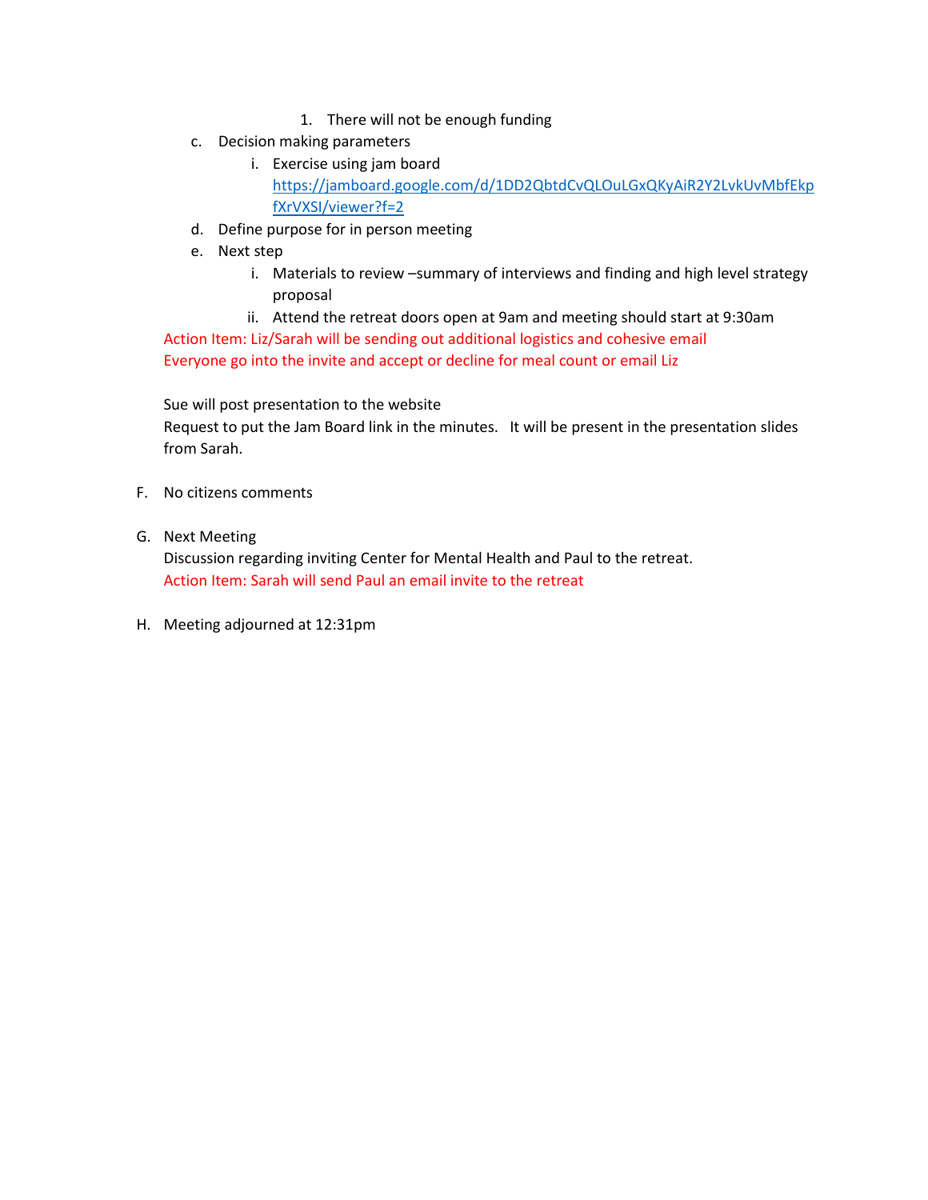1. There will not be enough funding

c. Decision making parameters
   i. Exercise using jam board [https://jamboard.google.com/d/1DD2QbtdCvQLOuLGxQKyAiR2Y2LvkUvMbfEkpfXrVXSI/viewer?f=2](https://jamboard.google.com/d/1DD2QbtdCvQLOuLGxQKyAiR2Y2LvkUvMbfEkpfXrVXSI/viewer?f=2)

d. Define purpose for in person meeting

e. Next step
   i. Materials to review –summary of interviews and finding and high level strategy proposal
   ii. Attend the retreat doors open at 9am and meeting should start at 9:30am

Action Item: Liz/Sarah will be sending out additional logistics and cohesive email
Everyone go into the invite and accept or decline for meal count or email Liz

Sue will post presentation to the website
Request to put the Jam Board link in the minutes. It will be present in the presentation slides from Sarah.

F. No citizens comments

G. Next Meeting
Discussion regarding inviting Center for Mental Health and Paul to the retreat.
Action Item: Sarah will send Paul an email invite to the retreat

H. Meeting adjourned at 12:31pm